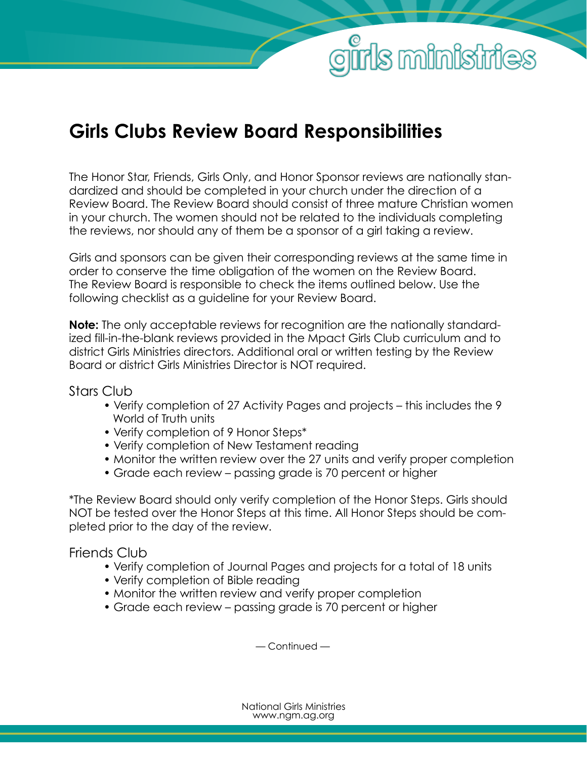# Girls Clubs Review Board Responsibilities

The Honor Star, Friends, Girls Only, and Honor Sponsor reviews are nationally standardized and should be completed in your church under the direction of a Review Board. The Review Board should consist of three mature Christian women in your church. The women should not be related to the individuals completing the reviews, nor should any of them be a sponsor of a girl taking a review.

Girls and sponsors can be given their corresponding reviews at the same time in order to conserve the time obligation of the women on the Review Board. The Review Board is responsible to check the items outlined below. Use the following checklist as a guideline for your Review Board.

**Note:** The only acceptable reviews for recognition are the nationally standardized fill-in-the-blank reviews provided in the Mpact Girls Club curriculum and to district Girls Ministries directors. Additional oral or written testing by the Review Board or district Girls Ministries Director is NOT required.

## Stars Club

- Verify completion of 27 Activity Pages and projects – this includes the 9 World of Truth units
- Verify completion of 9 Honor Steps*
- Verify completion of New Testament reading
- Monitor the written review over the 27 units and verify proper completion
- Grade each review – passing grade is 70 percent or higher

*The Review Board should only verify completion of the Honor Steps. Girls should NOT be tested over the Honor Steps at this time. All Honor Steps should be completed prior to the day of the review.

## Friends Club

- Verify completion of Journal Pages and projects for a total of 18 units
- Verify completion of Bible reading
- Monitor the written review and verify proper completion
- Grade each review – passing grade is 70 percent or higher

— Continued —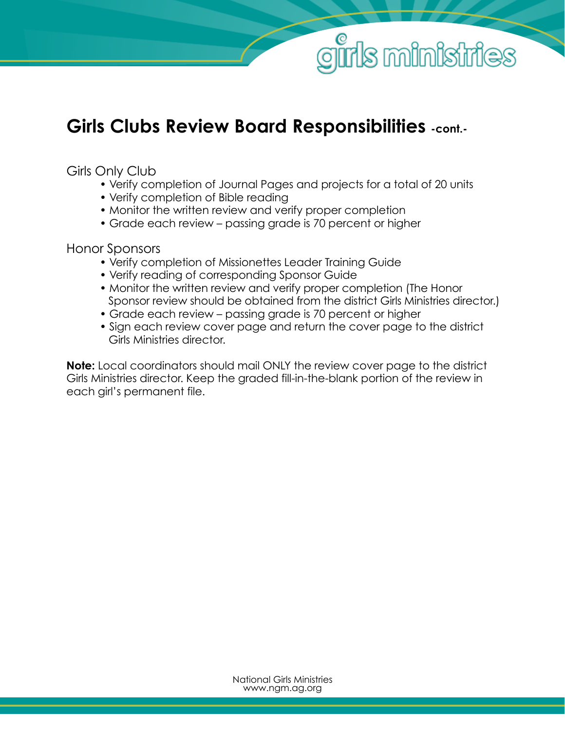# Girls Clubs Review Board Responsibilities -cont.-

Girls Only Club

- Verify completion of Journal Pages and projects for a total of 20 units
- Verify completion of Bible reading
- Monitor the written review and verify proper completion
- Grade each review – passing grade is 70 percent or higher

Honor Sponsors

- Verify completion of Missionettes Leader Training Guide
- Verify reading of corresponding Sponsor Guide
- Monitor the written review and verify proper completion (The Honor Sponsor review should be obtained from the district Girls Ministries director.)
- Grade each review – passing grade is 70 percent or higher
- Sign each review cover page and return the cover page to the district Girls Ministries director.

**Note:** Local coordinators should mail ONLY the review cover page to the district Girls Ministries director. Keep the graded fill-in-the-blank portion of the review in each girl's permanent file.